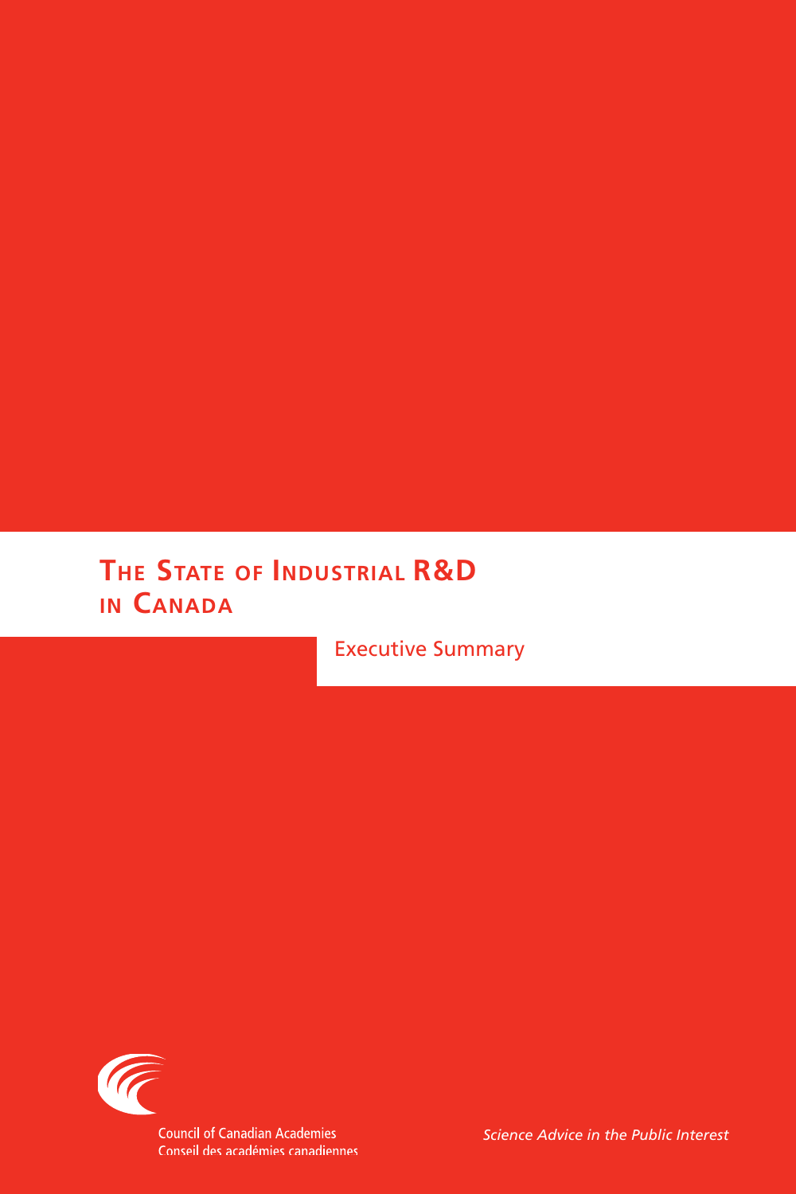# The State of Industrial R&D in Canada

## Executive Summary

Council of Canadian Academies
Conseil des académies canadiennes

*Science Advice in the Public Interest*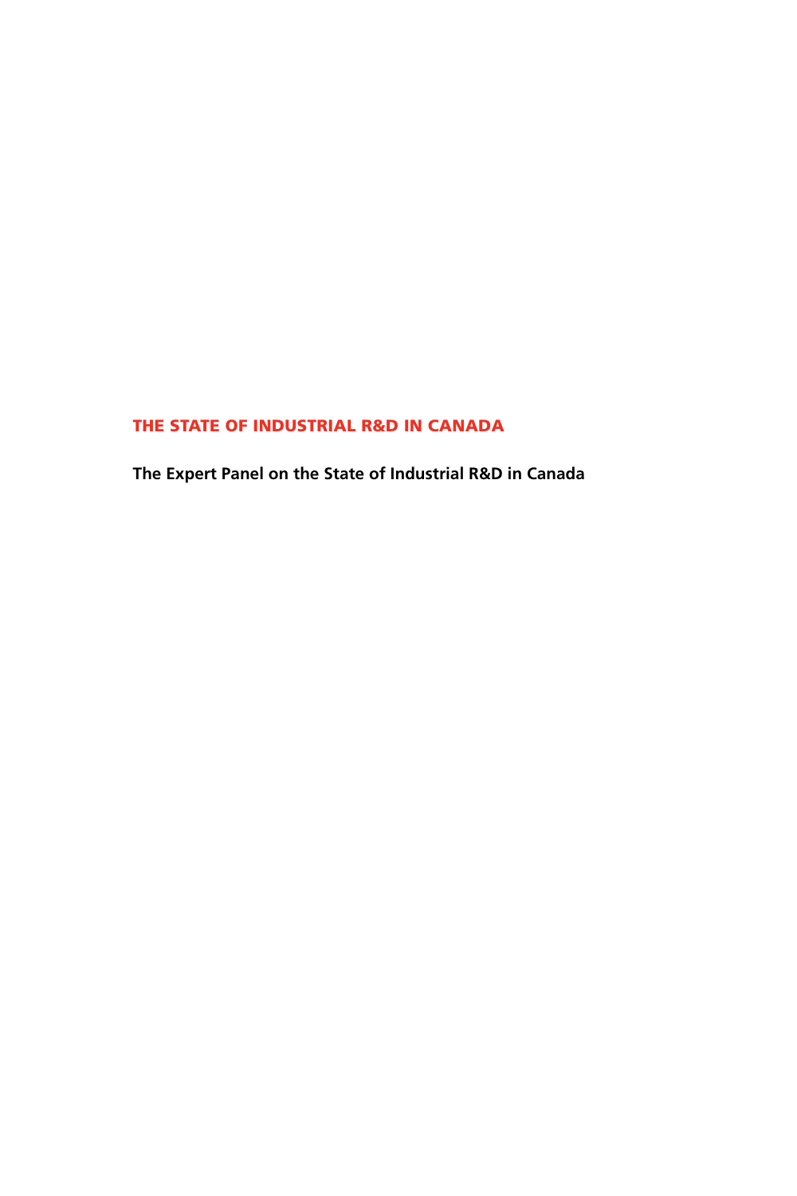# THE STATE OF INDUSTRIAL R&D IN CANADA

**The Expert Panel on the State of Industrial R&D in Canada**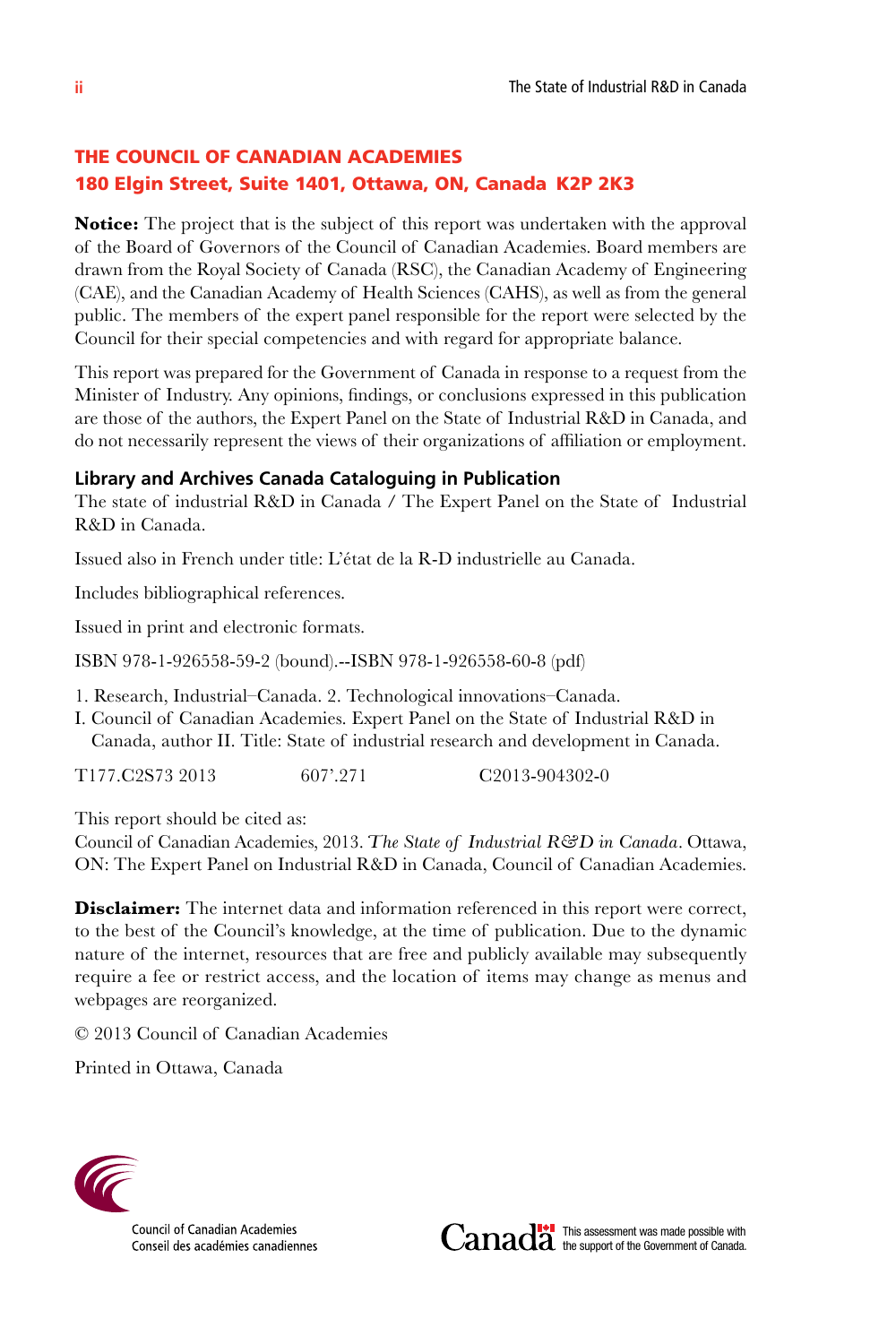## THE COUNCIL OF CANADIAN ACADEMIES
## 180 Elgin Street, Suite 1401, Ottawa, ON, Canada K2P 2K3

**Notice:** The project that is the subject of this report was undertaken with the approval of the Board of Governors of the Council of Canadian Academies. Board members are drawn from the Royal Society of Canada (RSC), the Canadian Academy of Engineering (CAE), and the Canadian Academy of Health Sciences (CAHS), as well as from the general public. The members of the expert panel responsible for the report were selected by the Council for their special competencies and with regard for appropriate balance.

This report was prepared for the Government of Canada in response to a request from the Minister of Industry. Any opinions, findings, or conclusions expressed in this publication are those of the authors, the Expert Panel on the State of Industrial R&D in Canada, and do not necessarily represent the views of their organizations of affiliation or employment.

### Library and Archives Canada Cataloguing in Publication

The state of industrial R&D in Canada / The Expert Panel on the State of Industrial R&D in Canada.

Issued also in French under title: L'état de la R-D industrielle au Canada.

Includes bibliographical references.

Issued in print and electronic formats.

ISBN 978-1-926558-59-2 (bound).--ISBN 978-1-926558-60-8 (pdf)

1. Research, Industrial–Canada. 2. Technological innovations–Canada.
I. Council of Canadian Academies. Expert Panel on the State of Industrial R&D in Canada, author II. Title: State of industrial research and development in Canada.

T177.C2S73 2013    607'.271    C2013-904302-0

This report should be cited as:
Council of Canadian Academies, 2013. *The State of Industrial R&D in Canada*. Ottawa, ON: The Expert Panel on Industrial R&D in Canada, Council of Canadian Academies.

**Disclaimer:** The internet data and information referenced in this report were correct, to the best of the Council's knowledge, at the time of publication. Due to the dynamic nature of the internet, resources that are free and publicly available may subsequently require a fee or restrict access, and the location of items may change as menus and webpages are reorganized.

© 2013 Council of Canadian Academies

Printed in Ottawa, Canada

Council of Canadian Academies
Conseil des académies canadiennes

Canada — This assessment was made possible with the support of the Government of Canada.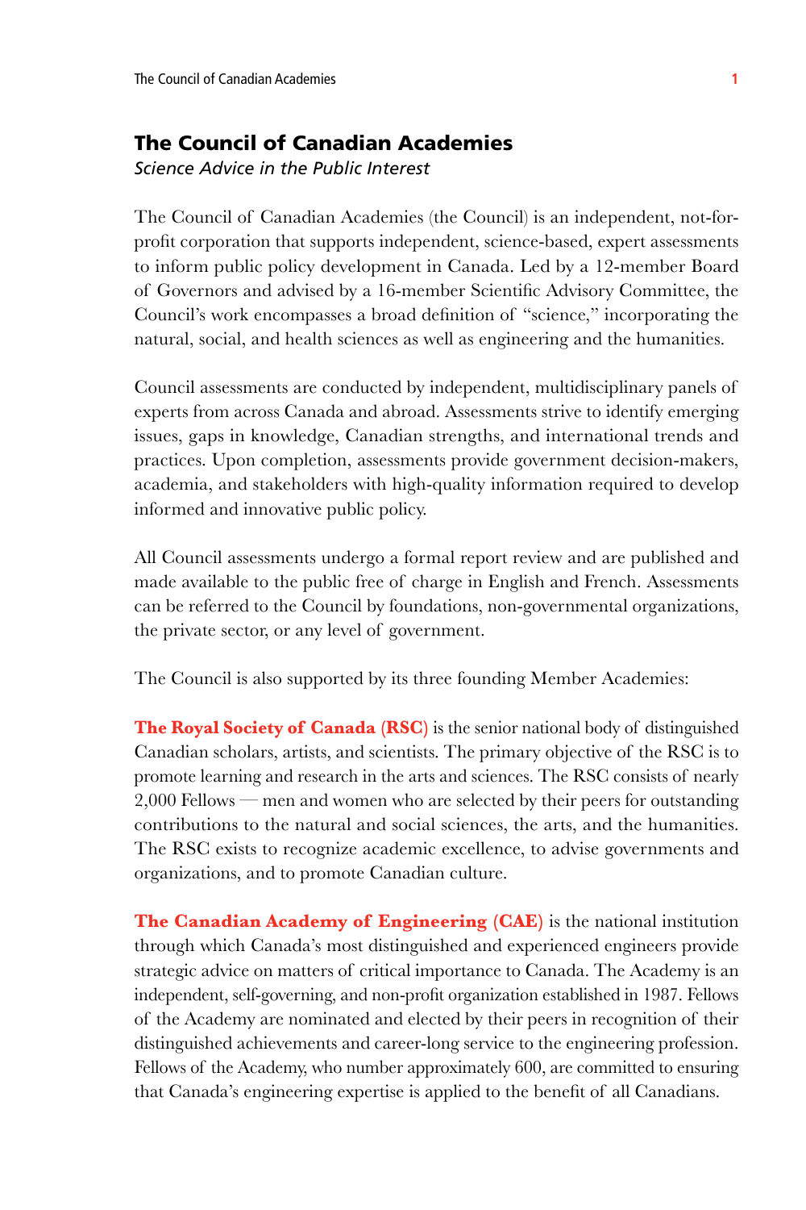## The Council of Canadian Academies

*Science Advice in the Public Interest*

The Council of Canadian Academies (the Council) is an independent, not-for-profit corporation that supports independent, science-based, expert assessments to inform public policy development in Canada. Led by a 12-member Board of Governors and advised by a 16-member Scientific Advisory Committee, the Council's work encompasses a broad definition of "science," incorporating the natural, social, and health sciences as well as engineering and the humanities.

Council assessments are conducted by independent, multidisciplinary panels of experts from across Canada and abroad. Assessments strive to identify emerging issues, gaps in knowledge, Canadian strengths, and international trends and practices. Upon completion, assessments provide government decision-makers, academia, and stakeholders with high-quality information required to develop informed and innovative public policy.

All Council assessments undergo a formal report review and are published and made available to the public free of charge in English and French. Assessments can be referred to the Council by foundations, non-governmental organizations, the private sector, or any level of government.

The Council is also supported by its three founding Member Academies:

**The Royal Society of Canada (RSC)** is the senior national body of distinguished Canadian scholars, artists, and scientists. The primary objective of the RSC is to promote learning and research in the arts and sciences. The RSC consists of nearly 2,000 Fellows — men and women who are selected by their peers for outstanding contributions to the natural and social sciences, the arts, and the humanities. The RSC exists to recognize academic excellence, to advise governments and organizations, and to promote Canadian culture.

**The Canadian Academy of Engineering (CAE)** is the national institution through which Canada's most distinguished and experienced engineers provide strategic advice on matters of critical importance to Canada. The Academy is an independent, self-governing, and non-profit organization established in 1987. Fellows of the Academy are nominated and elected by their peers in recognition of their distinguished achievements and career-long service to the engineering profession. Fellows of the Academy, who number approximately 600, are committed to ensuring that Canada's engineering expertise is applied to the benefit of all Canadians.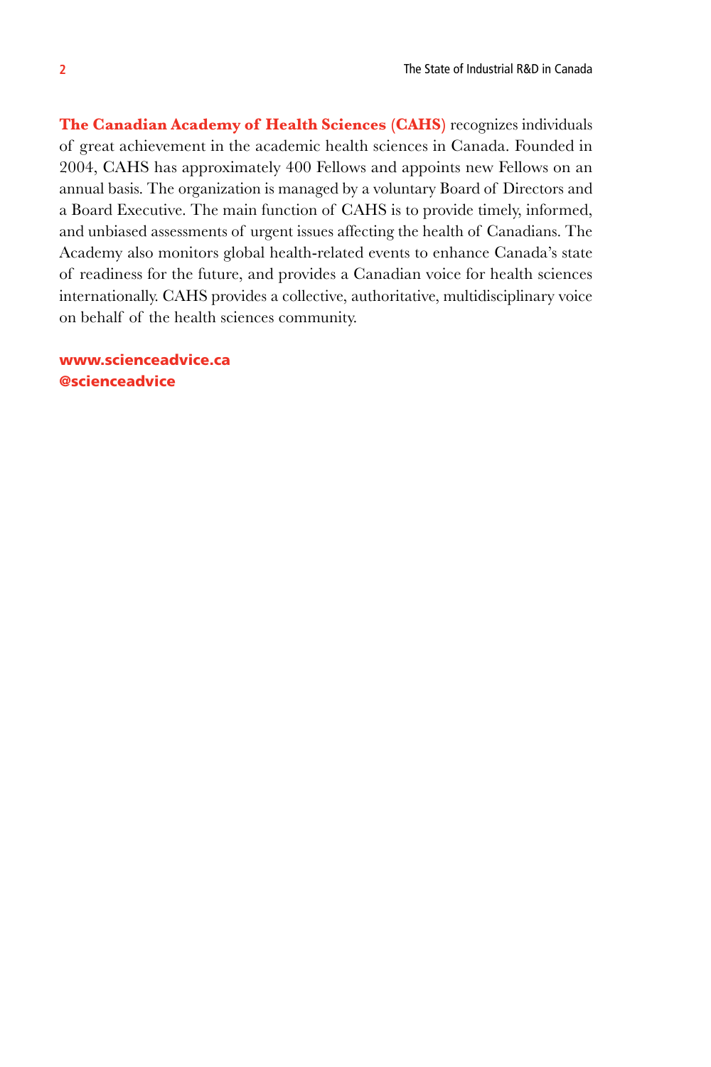**The Canadian Academy of Health Sciences (CAHS)** recognizes individuals of great achievement in the academic health sciences in Canada. Founded in 2004, CAHS has approximately 400 Fellows and appoints new Fellows on an annual basis. The organization is managed by a voluntary Board of Directors and a Board Executive. The main function of CAHS is to provide timely, informed, and unbiased assessments of urgent issues affecting the health of Canadians. The Academy also monitors global health-related events to enhance Canada's state of readiness for the future, and provides a Canadian voice for health sciences internationally. CAHS provides a collective, authoritative, multidisciplinary voice on behalf of the health sciences community.

**www.scienceadvice.ca**
**@scienceadvice**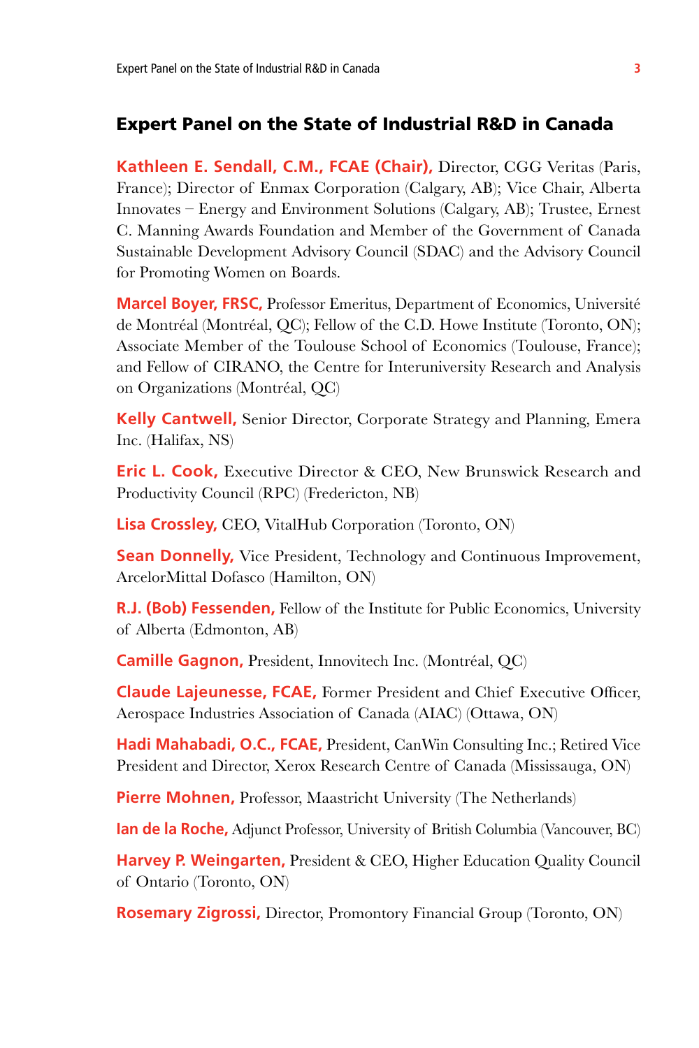## Expert Panel on the State of Industrial R&D in Canada

**Kathleen E. Sendall, C.M., FCAE (Chair),** Director, CGG Veritas (Paris, France); Director of Enmax Corporation (Calgary, AB); Vice Chair, Alberta Innovates – Energy and Environment Solutions (Calgary, AB); Trustee, Ernest C. Manning Awards Foundation and Member of the Government of Canada Sustainable Development Advisory Council (SDAC) and the Advisory Council for Promoting Women on Boards.

**Marcel Boyer, FRSC,** Professor Emeritus, Department of Economics, Université de Montréal (Montréal, QC); Fellow of the C.D. Howe Institute (Toronto, ON); Associate Member of the Toulouse School of Economics (Toulouse, France); and Fellow of CIRANO, the Centre for Interuniversity Research and Analysis on Organizations (Montréal, QC)

**Kelly Cantwell,** Senior Director, Corporate Strategy and Planning, Emera Inc. (Halifax, NS)

**Eric L. Cook,** Executive Director & CEO, New Brunswick Research and Productivity Council (RPC) (Fredericton, NB)

**Lisa Crossley,** CEO, VitalHub Corporation (Toronto, ON)

**Sean Donnelly,** Vice President, Technology and Continuous Improvement, ArcelorMittal Dofasco (Hamilton, ON)

**R.J. (Bob) Fessenden,** Fellow of the Institute for Public Economics, University of Alberta (Edmonton, AB)

**Camille Gagnon,** President, Innovitech Inc. (Montréal, QC)

**Claude Lajeunesse, FCAE,** Former President and Chief Executive Officer, Aerospace Industries Association of Canada (AIAC) (Ottawa, ON)

**Hadi Mahabadi, O.C., FCAE,** President, CanWin Consulting Inc.; Retired Vice President and Director, Xerox Research Centre of Canada (Mississauga, ON)

**Pierre Mohnen,** Professor, Maastricht University (The Netherlands)

**Ian de la Roche,** Adjunct Professor, University of British Columbia (Vancouver, BC)

**Harvey P. Weingarten,** President & CEO, Higher Education Quality Council of Ontario (Toronto, ON)

**Rosemary Zigrossi,** Director, Promontory Financial Group (Toronto, ON)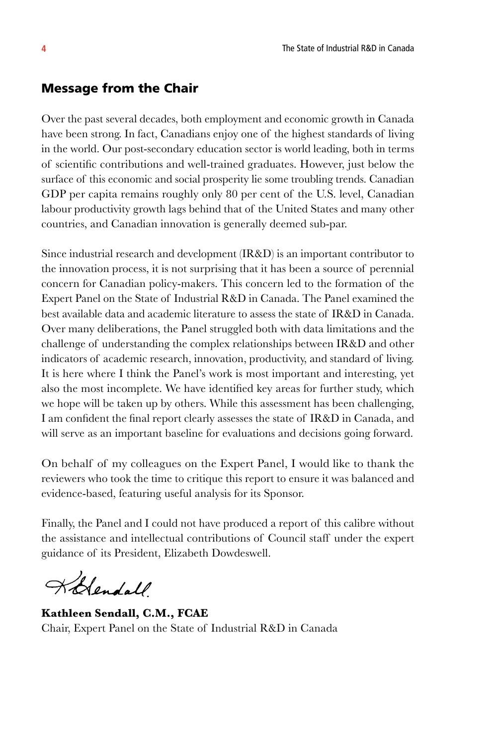## Message from the Chair

Over the past several decades, both employment and economic growth in Canada have been strong. In fact, Canadians enjoy one of the highest standards of living in the world. Our post-secondary education sector is world leading, both in terms of scientific contributions and well-trained graduates. However, just below the surface of this economic and social prosperity lie some troubling trends. Canadian GDP per capita remains roughly only 80 per cent of the U.S. level, Canadian labour productivity growth lags behind that of the United States and many other countries, and Canadian innovation is generally deemed sub-par.

Since industrial research and development (IR&D) is an important contributor to the innovation process, it is not surprising that it has been a source of perennial concern for Canadian policy-makers. This concern led to the formation of the Expert Panel on the State of Industrial R&D in Canada. The Panel examined the best available data and academic literature to assess the state of IR&D in Canada. Over many deliberations, the Panel struggled both with data limitations and the challenge of understanding the complex relationships between IR&D and other indicators of academic research, innovation, productivity, and standard of living. It is here where I think the Panel's work is most important and interesting, yet also the most incomplete. We have identified key areas for further study, which we hope will be taken up by others. While this assessment has been challenging, I am confident the final report clearly assesses the state of IR&D in Canada, and will serve as an important baseline for evaluations and decisions going forward.

On behalf of my colleagues on the Expert Panel, I would like to thank the reviewers who took the time to critique this report to ensure it was balanced and evidence-based, featuring useful analysis for its Sponsor.

Finally, the Panel and I could not have produced a report of this calibre without the assistance and intellectual contributions of Council staff under the expert guidance of its President, Elizabeth Dowdeswell.

**Kathleen Sendall, C.M., FCAE**
Chair, Expert Panel on the State of Industrial R&D in Canada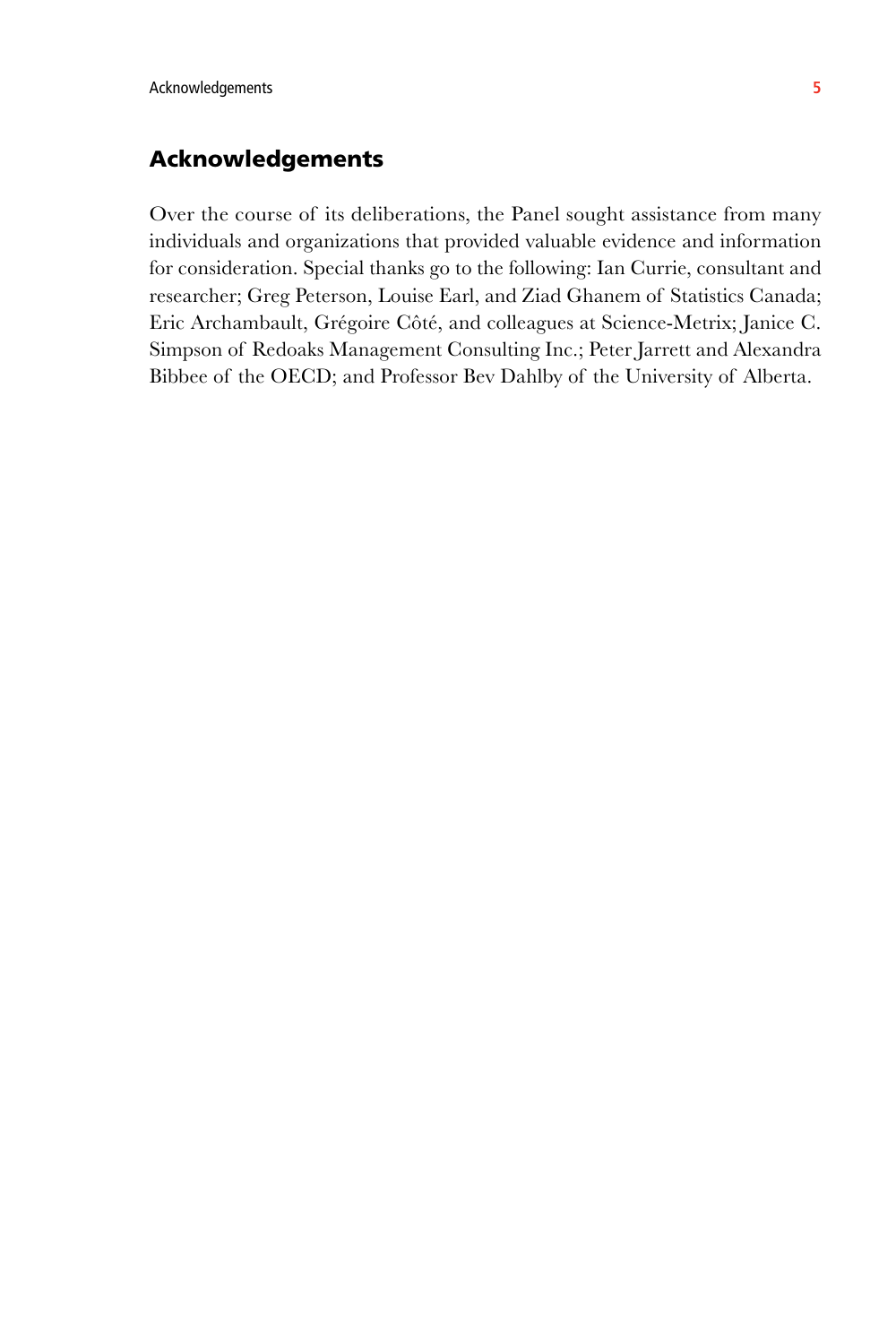## Acknowledgements

Over the course of its deliberations, the Panel sought assistance from many individuals and organizations that provided valuable evidence and information for consideration. Special thanks go to the following: Ian Currie, consultant and researcher; Greg Peterson, Louise Earl, and Ziad Ghanem of Statistics Canada; Eric Archambault, Grégoire Côté, and colleagues at Science-Metrix; Janice C. Simpson of Redoaks Management Consulting Inc.; Peter Jarrett and Alexandra Bibbee of the OECD; and Professor Bev Dahlby of the University of Alberta.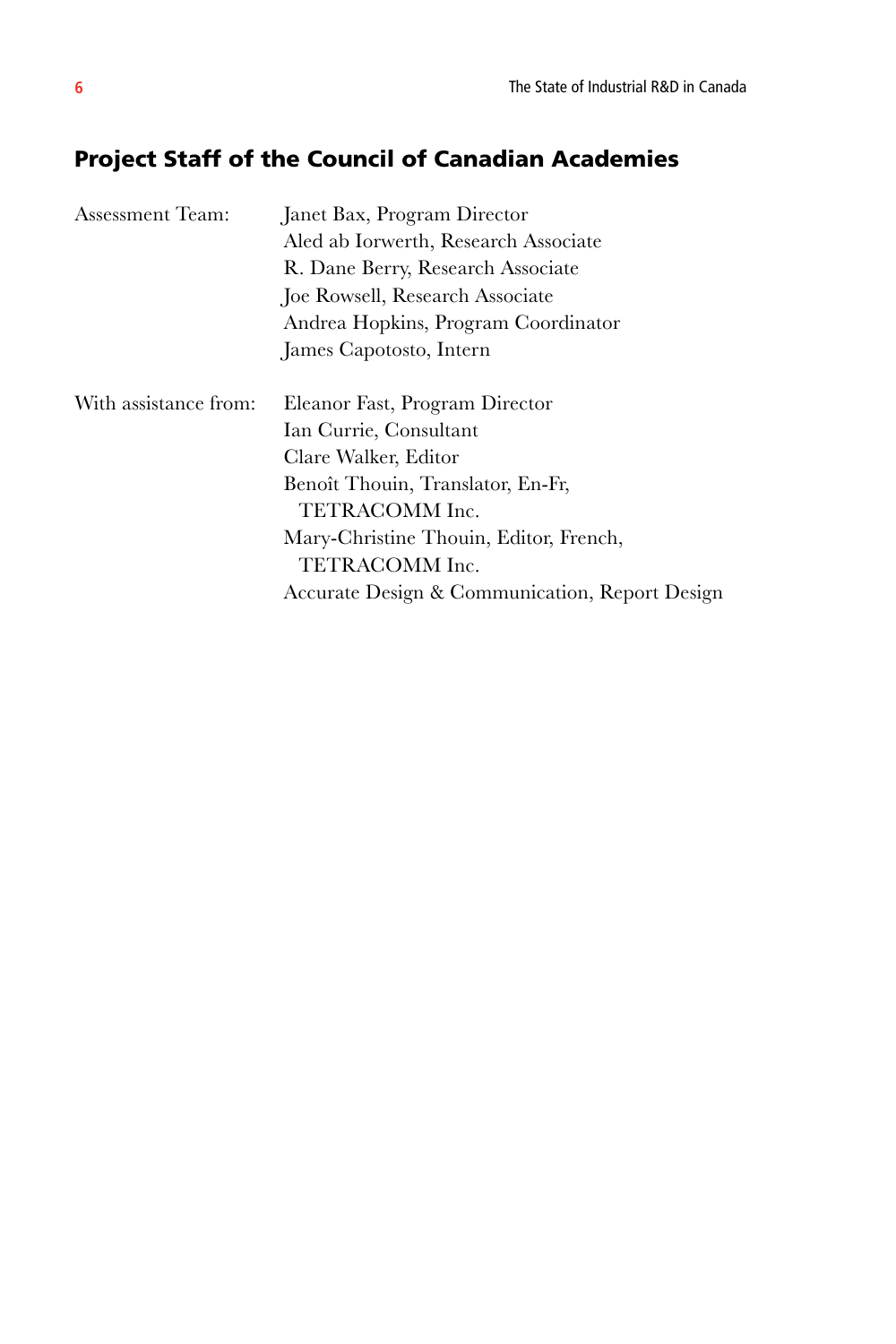## Project Staff of the Council of Canadian Academies

Assessment Team: Janet Bax, Program Director
Aled ab Iorwerth, Research Associate
R. Dane Berry, Research Associate
Joe Rowsell, Research Associate
Andrea Hopkins, Program Coordinator
James Capotosto, Intern

With assistance from: Eleanor Fast, Program Director
Ian Currie, Consultant
Clare Walker, Editor
Benoît Thouin, Translator, En-Fr, TETRACOMM Inc.
Mary-Christine Thouin, Editor, French, TETRACOMM Inc.
Accurate Design & Communication, Report Design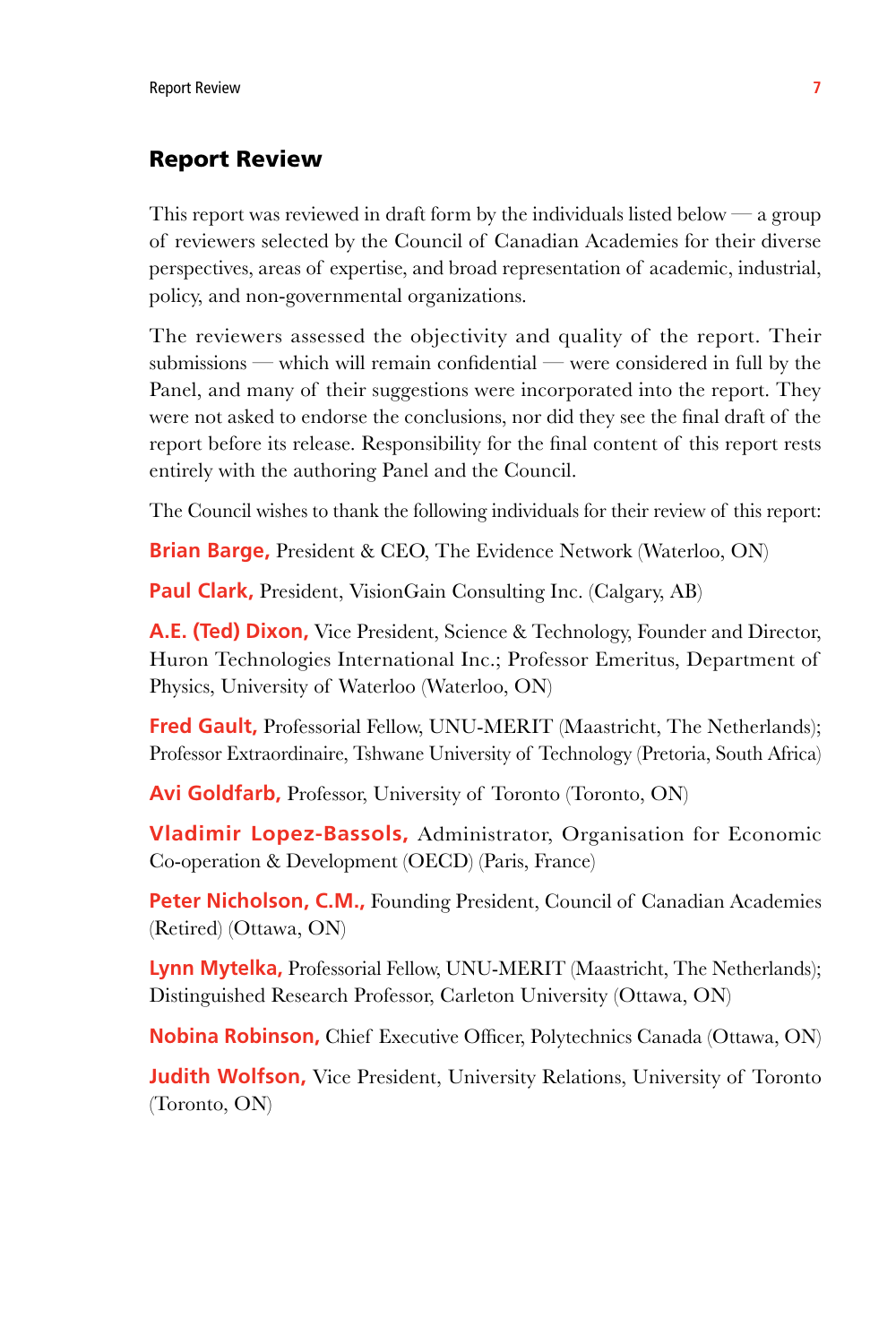## Report Review

This report was reviewed in draft form by the individuals listed below — a group of reviewers selected by the Council of Canadian Academies for their diverse perspectives, areas of expertise, and broad representation of academic, industrial, policy, and non-governmental organizations.

The reviewers assessed the objectivity and quality of the report. Their submissions — which will remain confidential — were considered in full by the Panel, and many of their suggestions were incorporated into the report. They were not asked to endorse the conclusions, nor did they see the final draft of the report before its release. Responsibility for the final content of this report rests entirely with the authoring Panel and the Council.

The Council wishes to thank the following individuals for their review of this report:

**Brian Barge,** President & CEO, The Evidence Network (Waterloo, ON)

**Paul Clark,** President, VisionGain Consulting Inc. (Calgary, AB)

**A.E. (Ted) Dixon,** Vice President, Science & Technology, Founder and Director, Huron Technologies International Inc.; Professor Emeritus, Department of Physics, University of Waterloo (Waterloo, ON)

**Fred Gault,** Professorial Fellow, UNU-MERIT (Maastricht, The Netherlands); Professor Extraordinaire, Tshwane University of Technology (Pretoria, South Africa)

**Avi Goldfarb,** Professor, University of Toronto (Toronto, ON)

**Vladimir Lopez-Bassols,** Administrator, Organisation for Economic Co-operation & Development (OECD) (Paris, France)

**Peter Nicholson, C.M.,** Founding President, Council of Canadian Academies (Retired) (Ottawa, ON)

**Lynn Mytelka,** Professorial Fellow, UNU-MERIT (Maastricht, The Netherlands); Distinguished Research Professor, Carleton University (Ottawa, ON)

**Nobina Robinson,** Chief Executive Officer, Polytechnics Canada (Ottawa, ON)

**Judith Wolfson,** Vice President, University Relations, University of Toronto (Toronto, ON)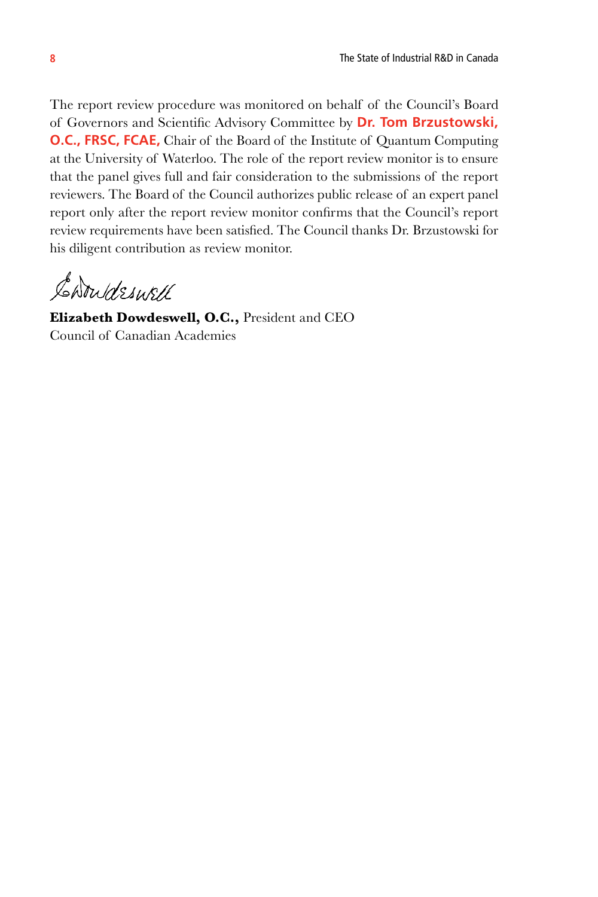The report review procedure was monitored on behalf of the Council's Board of Governors and Scientific Advisory Committee by **Dr. Tom Brzustowski, O.C., FRSC, FCAE,** Chair of the Board of the Institute of Quantum Computing at the University of Waterloo. The role of the report review monitor is to ensure that the panel gives full and fair consideration to the submissions of the report reviewers. The Board of the Council authorizes public release of an expert panel report only after the report review monitor confirms that the Council's report review requirements have been satisfied. The Council thanks Dr. Brzustowski for his diligent contribution as review monitor.

**Elizabeth Dowdeswell, O.C.,** President and CEO
Council of Canadian Academies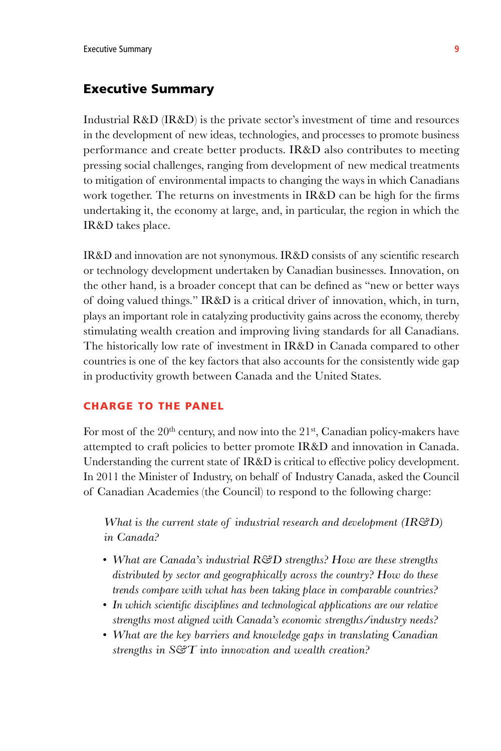# Executive Summary

Industrial R&D (IR&D) is the private sector's investment of time and resources in the development of new ideas, technologies, and processes to promote business performance and create better products. IR&D also contributes to meeting pressing social challenges, ranging from development of new medical treatments to mitigation of environmental impacts to changing the ways in which Canadians work together. The returns on investments in IR&D can be high for the firms undertaking it, the economy at large, and, in particular, the region in which the IR&D takes place.

IR&D and innovation are not synonymous. IR&D consists of any scientific research or technology development undertaken by Canadian businesses. Innovation, on the other hand, is a broader concept that can be defined as "new or better ways of doing valued things." IR&D is a critical driver of innovation, which, in turn, plays an important role in catalyzing productivity gains across the economy, thereby stimulating wealth creation and improving living standards for all Canadians. The historically low rate of investment in IR&D in Canada compared to other countries is one of the key factors that also accounts for the consistently wide gap in productivity growth between Canada and the United States.

## CHARGE TO THE PANEL

For most of the 20th century, and now into the 21st, Canadian policy-makers have attempted to craft policies to better promote IR&D and innovation in Canada. Understanding the current state of IR&D is critical to effective policy development. In 2011 the Minister of Industry, on behalf of Industry Canada, asked the Council of Canadian Academies (the Council) to respond to the following charge:

*What is the current state of industrial research and development (IR&D) in Canada?*

- *What are Canada's industrial R&D strengths? How are these strengths distributed by sector and geographically across the country? How do these trends compare with what has been taking place in comparable countries?*
- *In which scientific disciplines and technological applications are our relative strengths most aligned with Canada's economic strengths/industry needs?*
- *What are the key barriers and knowledge gaps in translating Canadian strengths in S&T into innovation and wealth creation?*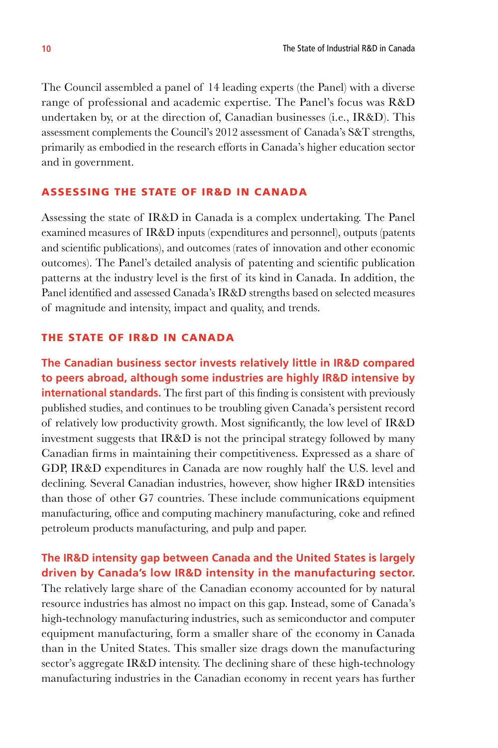The Council assembled a panel of 14 leading experts (the Panel) with a diverse range of professional and academic expertise. The Panel's focus was R&D undertaken by, or at the direction of, Canadian businesses (i.e., IR&D). This assessment complements the Council's 2012 assessment of Canada's S&T strengths, primarily as embodied in the research efforts in Canada's higher education sector and in government.

## ASSESSING THE STATE OF IR&D IN CANADA

Assessing the state of IR&D in Canada is a complex undertaking. The Panel examined measures of IR&D inputs (expenditures and personnel), outputs (patents and scientific publications), and outcomes (rates of innovation and other economic outcomes). The Panel's detailed analysis of patenting and scientific publication patterns at the industry level is the first of its kind in Canada. In addition, the Panel identified and assessed Canada's IR&D strengths based on selected measures of magnitude and intensity, impact and quality, and trends.

## THE STATE OF IR&D IN CANADA

**The Canadian business sector invests relatively little in IR&D compared to peers abroad, although some industries are highly IR&D intensive by international standards.** The first part of this finding is consistent with previously published studies, and continues to be troubling given Canada's persistent record of relatively low productivity growth. Most significantly, the low level of IR&D investment suggests that IR&D is not the principal strategy followed by many Canadian firms in maintaining their competitiveness. Expressed as a share of GDP, IR&D expenditures in Canada are now roughly half the U.S. level and declining. Several Canadian industries, however, show higher IR&D intensities than those of other G7 countries. These include communications equipment manufacturing, office and computing machinery manufacturing, coke and refined petroleum products manufacturing, and pulp and paper.

**The IR&D intensity gap between Canada and the United States is largely driven by Canada's low IR&D intensity in the manufacturing sector.** The relatively large share of the Canadian economy accounted for by natural resource industries has almost no impact on this gap. Instead, some of Canada's high-technology manufacturing industries, such as semiconductor and computer equipment manufacturing, form a smaller share of the economy in Canada than in the United States. This smaller size drags down the manufacturing sector's aggregate IR&D intensity. The declining share of these high-technology manufacturing industries in the Canadian economy in recent years has further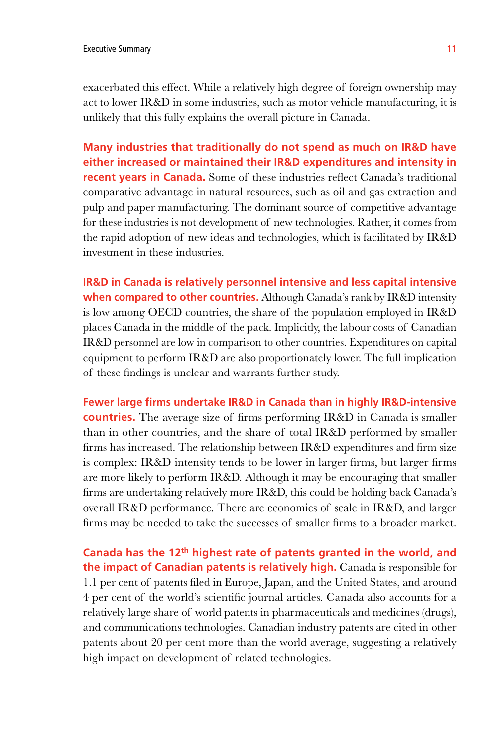exacerbated this effect. While a relatively high degree of foreign ownership may act to lower IR&D in some industries, such as motor vehicle manufacturing, it is unlikely that this fully explains the overall picture in Canada.

**Many industries that traditionally do not spend as much on IR&D have either increased or maintained their IR&D expenditures and intensity in recent years in Canada.** Some of these industries reflect Canada's traditional comparative advantage in natural resources, such as oil and gas extraction and pulp and paper manufacturing. The dominant source of competitive advantage for these industries is not development of new technologies. Rather, it comes from the rapid adoption of new ideas and technologies, which is facilitated by IR&D investment in these industries.

**IR&D in Canada is relatively personnel intensive and less capital intensive when compared to other countries.** Although Canada's rank by IR&D intensity is low among OECD countries, the share of the population employed in IR&D places Canada in the middle of the pack. Implicitly, the labour costs of Canadian IR&D personnel are low in comparison to other countries. Expenditures on capital equipment to perform IR&D are also proportionately lower. The full implication of these findings is unclear and warrants further study.

**Fewer large firms undertake IR&D in Canada than in highly IR&D-intensive countries.** The average size of firms performing IR&D in Canada is smaller than in other countries, and the share of total IR&D performed by smaller firms has increased. The relationship between IR&D expenditures and firm size is complex: IR&D intensity tends to be lower in larger firms, but larger firms are more likely to perform IR&D. Although it may be encouraging that smaller firms are undertaking relatively more IR&D, this could be holding back Canada's overall IR&D performance. There are economies of scale in IR&D, and larger firms may be needed to take the successes of smaller firms to a broader market.

**Canada has the 12th highest rate of patents granted in the world, and the impact of Canadian patents is relatively high.** Canada is responsible for 1.1 per cent of patents filed in Europe, Japan, and the United States, and around 4 per cent of the world's scientific journal articles. Canada also accounts for a relatively large share of world patents in pharmaceuticals and medicines (drugs), and communications technologies. Canadian industry patents are cited in other patents about 20 per cent more than the world average, suggesting a relatively high impact on development of related technologies.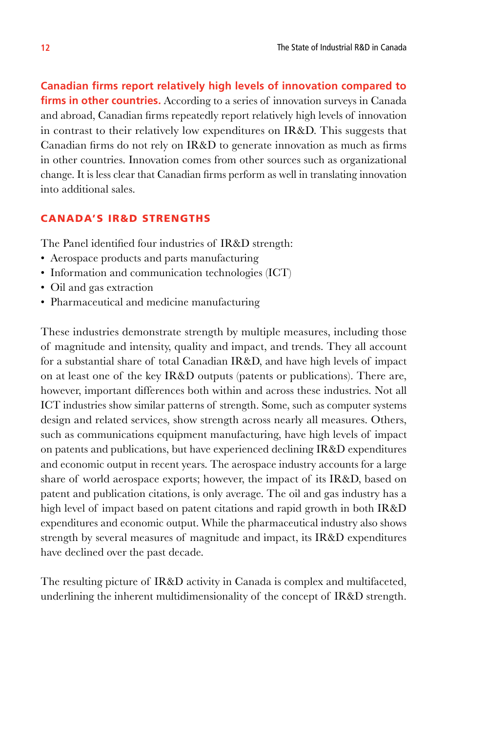**Canadian firms report relatively high levels of innovation compared to firms in other countries.** According to a series of innovation surveys in Canada and abroad, Canadian firms repeatedly report relatively high levels of innovation in contrast to their relatively low expenditures on IR&D. This suggests that Canadian firms do not rely on IR&D to generate innovation as much as firms in other countries. Innovation comes from other sources such as organizational change. It is less clear that Canadian firms perform as well in translating innovation into additional sales.

## CANADA'S IR&D STRENGTHS

The Panel identified four industries of IR&D strength:

- Aerospace products and parts manufacturing
- Information and communication technologies (ICT)
- Oil and gas extraction
- Pharmaceutical and medicine manufacturing

These industries demonstrate strength by multiple measures, including those of magnitude and intensity, quality and impact, and trends. They all account for a substantial share of total Canadian IR&D, and have high levels of impact on at least one of the key IR&D outputs (patents or publications). There are, however, important differences both within and across these industries. Not all ICT industries show similar patterns of strength. Some, such as computer systems design and related services, show strength across nearly all measures. Others, such as communications equipment manufacturing, have high levels of impact on patents and publications, but have experienced declining IR&D expenditures and economic output in recent years. The aerospace industry accounts for a large share of world aerospace exports; however, the impact of its IR&D, based on patent and publication citations, is only average. The oil and gas industry has a high level of impact based on patent citations and rapid growth in both IR&D expenditures and economic output. While the pharmaceutical industry also shows strength by several measures of magnitude and impact, its IR&D expenditures have declined over the past decade.

The resulting picture of IR&D activity in Canada is complex and multifaceted, underlining the inherent multidimensionality of the concept of IR&D strength.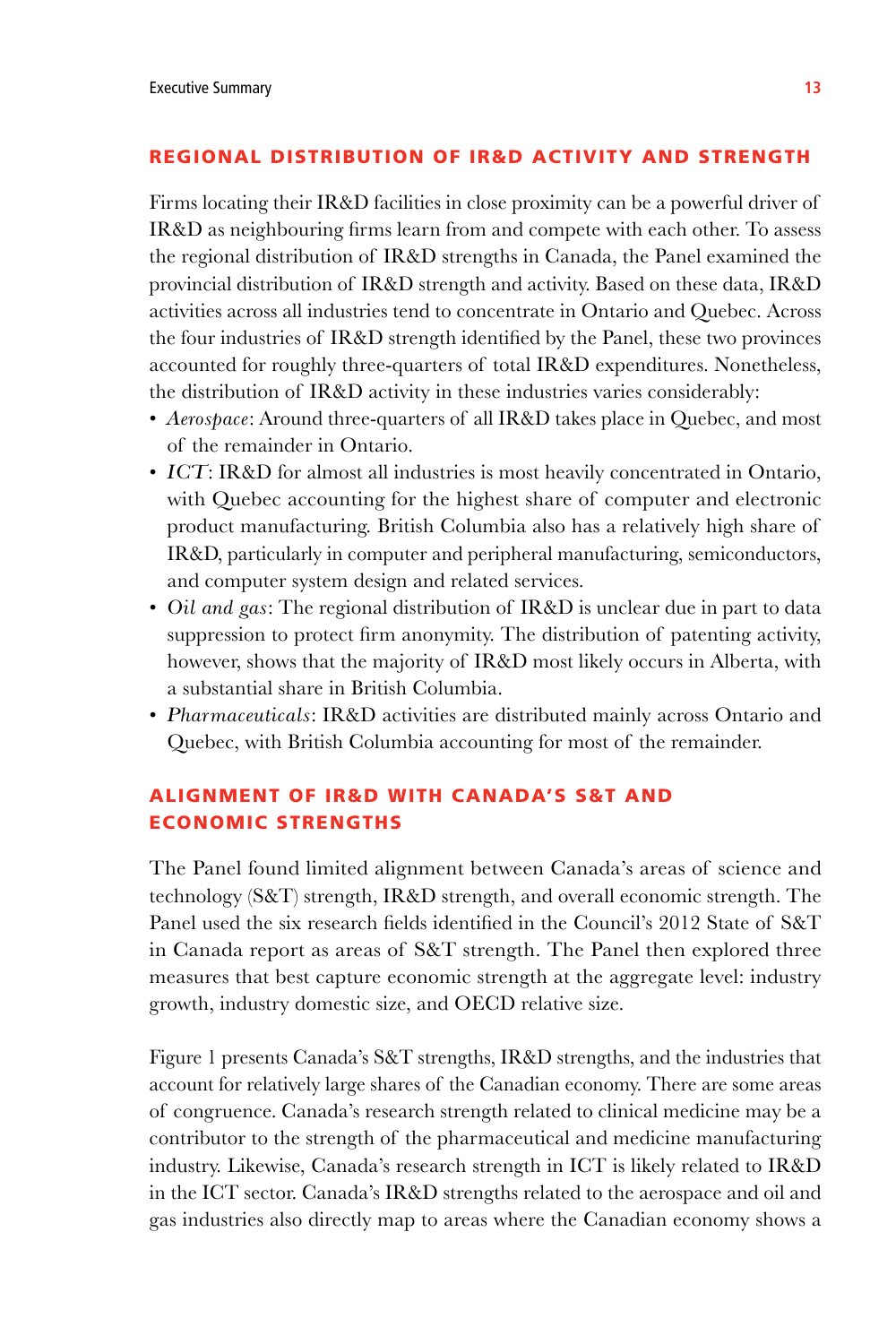## REGIONAL DISTRIBUTION OF IR&D ACTIVITY AND STRENGTH

Firms locating their IR&D facilities in close proximity can be a powerful driver of IR&D as neighbouring firms learn from and compete with each other. To assess the regional distribution of IR&D strengths in Canada, the Panel examined the provincial distribution of IR&D strength and activity. Based on these data, IR&D activities across all industries tend to concentrate in Ontario and Quebec. Across the four industries of IR&D strength identified by the Panel, these two provinces accounted for roughly three-quarters of total IR&D expenditures. Nonetheless, the distribution of IR&D activity in these industries varies considerably:

- *Aerospace*: Around three-quarters of all IR&D takes place in Quebec, and most of the remainder in Ontario.
- *ICT*: IR&D for almost all industries is most heavily concentrated in Ontario, with Quebec accounting for the highest share of computer and electronic product manufacturing. British Columbia also has a relatively high share of IR&D, particularly in computer and peripheral manufacturing, semiconductors, and computer system design and related services.
- *Oil and gas*: The regional distribution of IR&D is unclear due in part to data suppression to protect firm anonymity. The distribution of patenting activity, however, shows that the majority of IR&D most likely occurs in Alberta, with a substantial share in British Columbia.
- *Pharmaceuticals*: IR&D activities are distributed mainly across Ontario and Quebec, with British Columbia accounting for most of the remainder.

## ALIGNMENT OF IR&D WITH CANADA'S S&T AND ECONOMIC STRENGTHS

The Panel found limited alignment between Canada's areas of science and technology (S&T) strength, IR&D strength, and overall economic strength. The Panel used the six research fields identified in the Council's 2012 State of S&T in Canada report as areas of S&T strength. The Panel then explored three measures that best capture economic strength at the aggregate level: industry growth, industry domestic size, and OECD relative size.

Figure 1 presents Canada's S&T strengths, IR&D strengths, and the industries that account for relatively large shares of the Canadian economy. There are some areas of congruence. Canada's research strength related to clinical medicine may be a contributor to the strength of the pharmaceutical and medicine manufacturing industry. Likewise, Canada's research strength in ICT is likely related to IR&D in the ICT sector. Canada's IR&D strengths related to the aerospace and oil and gas industries also directly map to areas where the Canadian economy shows a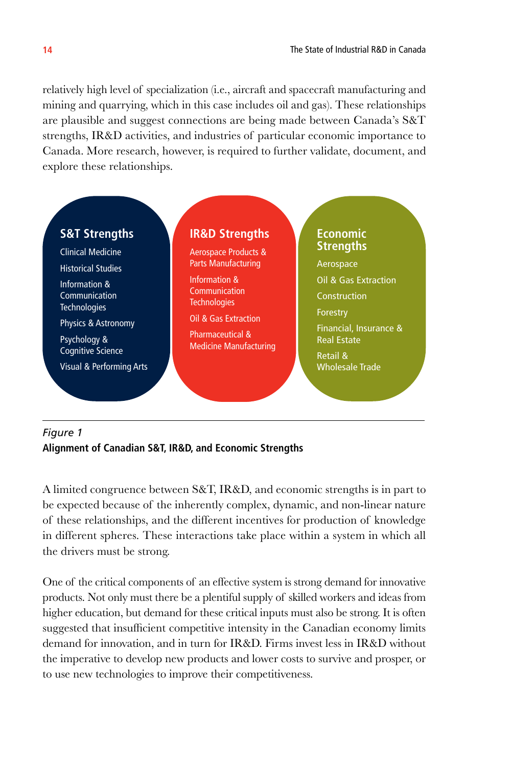relatively high level of specialization (i.e., aircraft and spacecraft manufacturing and mining and quarrying, which in this case includes oil and gas). These relationships are plausible and suggest connections are being made between Canada's S&T strengths, IR&D activities, and industries of particular economic importance to Canada. More research, however, is required to further validate, document, and explore these relationships.

**S&T Strengths**

- Clinical Medicine
- Historical Studies
- Information & Communication Technologies
- Physics & Astronomy
- Psychology & Cognitive Science
- Visual & Performing Arts

**IR&D Strengths**

- Aerospace Products & Parts Manufacturing
- Information & Communication Technologies
- Oil & Gas Extraction
- Pharmaceutical & Medicine Manufacturing

**Economic Strengths**

- Aerospace
- Oil & Gas Extraction
- Construction
- Forestry
- Financial, Insurance & Real Estate
- Retail & Wholesale Trade

*Figure 1*

**Alignment of Canadian S&T, IR&D, and Economic Strengths**

A limited congruence between S&T, IR&D, and economic strengths is in part to be expected because of the inherently complex, dynamic, and non-linear nature of these relationships, and the different incentives for production of knowledge in different spheres. These interactions take place within a system in which all the drivers must be strong.

One of the critical components of an effective system is strong demand for innovative products. Not only must there be a plentiful supply of skilled workers and ideas from higher education, but demand for these critical inputs must also be strong. It is often suggested that insufficient competitive intensity in the Canadian economy limits demand for innovation, and in turn for IR&D. Firms invest less in IR&D without the imperative to develop new products and lower costs to survive and prosper, or to use new technologies to improve their competitiveness.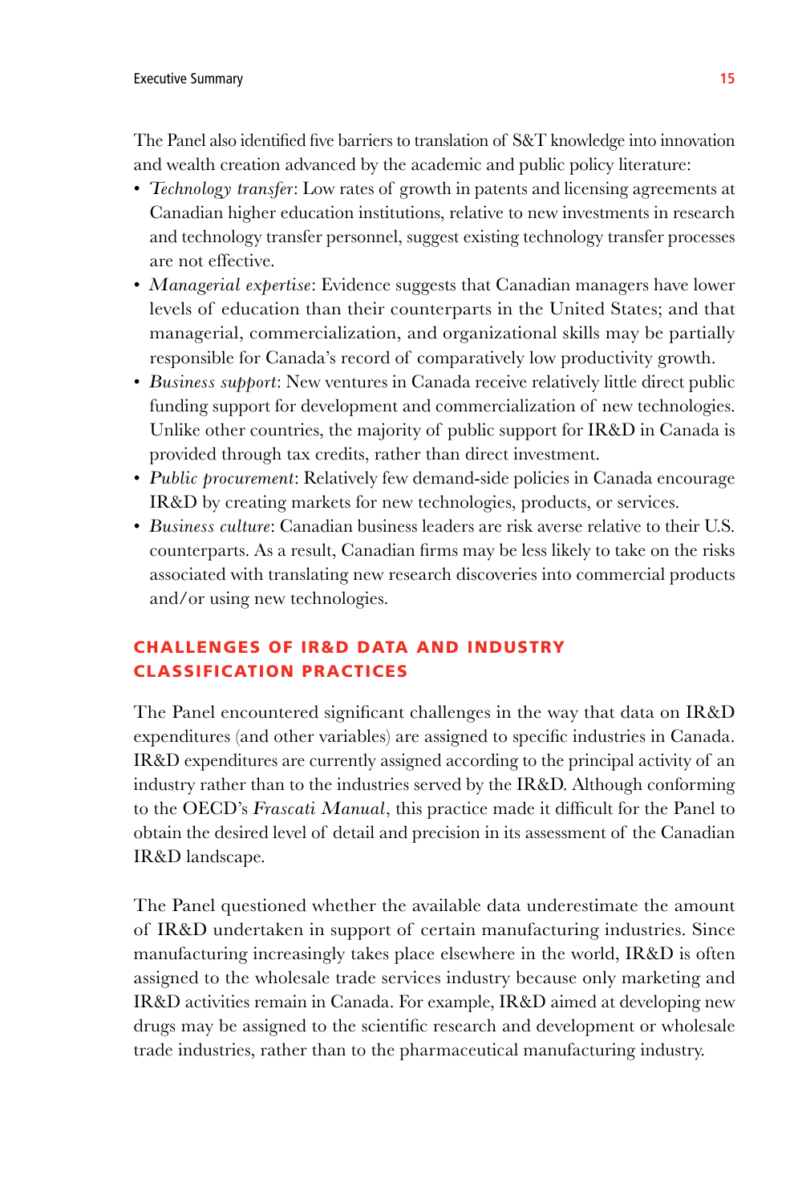The Panel also identified five barriers to translation of S&T knowledge into innovation and wealth creation advanced by the academic and public policy literature:

- *Technology transfer*: Low rates of growth in patents and licensing agreements at Canadian higher education institutions, relative to new investments in research and technology transfer personnel, suggest existing technology transfer processes are not effective.
- *Managerial expertise*: Evidence suggests that Canadian managers have lower levels of education than their counterparts in the United States; and that managerial, commercialization, and organizational skills may be partially responsible for Canada's record of comparatively low productivity growth.
- *Business support*: New ventures in Canada receive relatively little direct public funding support for development and commercialization of new technologies. Unlike other countries, the majority of public support for IR&D in Canada is provided through tax credits, rather than direct investment.
- *Public procurement*: Relatively few demand-side policies in Canada encourage IR&D by creating markets for new technologies, products, or services.
- *Business culture*: Canadian business leaders are risk averse relative to their U.S. counterparts. As a result, Canadian firms may be less likely to take on the risks associated with translating new research discoveries into commercial products and/or using new technologies.

## CHALLENGES OF IR&D DATA AND INDUSTRY CLASSIFICATION PRACTICES

The Panel encountered significant challenges in the way that data on IR&D expenditures (and other variables) are assigned to specific industries in Canada. IR&D expenditures are currently assigned according to the principal activity of an industry rather than to the industries served by the IR&D. Although conforming to the OECD's *Frascati Manual*, this practice made it difficult for the Panel to obtain the desired level of detail and precision in its assessment of the Canadian IR&D landscape.

The Panel questioned whether the available data underestimate the amount of IR&D undertaken in support of certain manufacturing industries. Since manufacturing increasingly takes place elsewhere in the world, IR&D is often assigned to the wholesale trade services industry because only marketing and IR&D activities remain in Canada. For example, IR&D aimed at developing new drugs may be assigned to the scientific research and development or wholesale trade industries, rather than to the pharmaceutical manufacturing industry.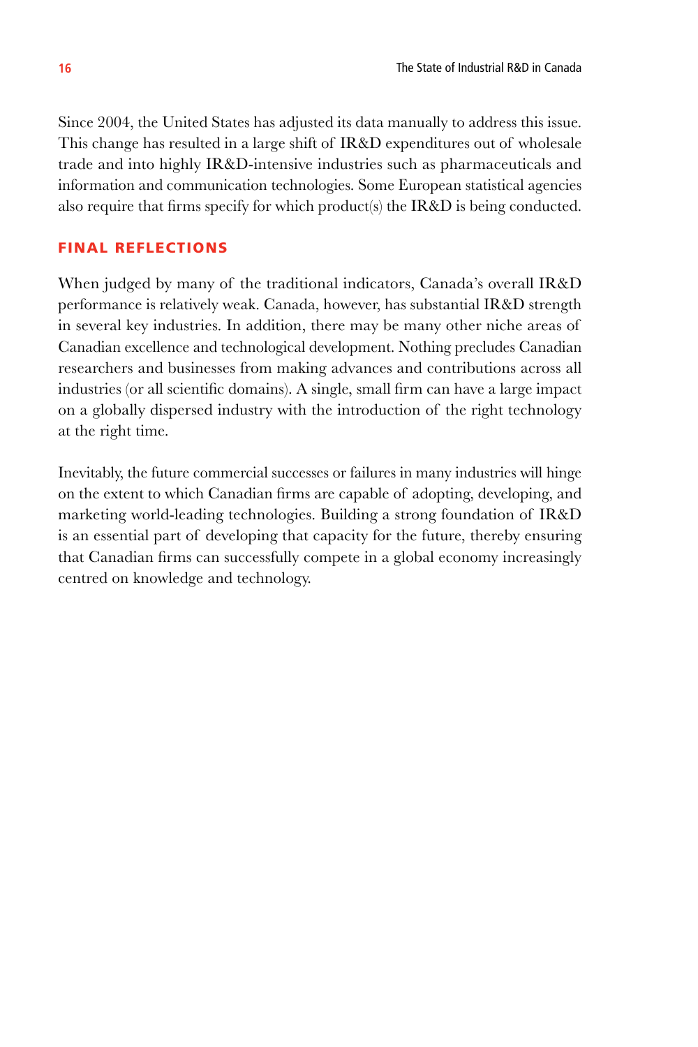Since 2004, the United States has adjusted its data manually to address this issue. This change has resulted in a large shift of IR&D expenditures out of wholesale trade and into highly IR&D-intensive industries such as pharmaceuticals and information and communication technologies. Some European statistical agencies also require that firms specify for which product(s) the IR&D is being conducted.

## FINAL REFLECTIONS

When judged by many of the traditional indicators, Canada's overall IR&D performance is relatively weak. Canada, however, has substantial IR&D strength in several key industries. In addition, there may be many other niche areas of Canadian excellence and technological development. Nothing precludes Canadian researchers and businesses from making advances and contributions across all industries (or all scientific domains). A single, small firm can have a large impact on a globally dispersed industry with the introduction of the right technology at the right time.

Inevitably, the future commercial successes or failures in many industries will hinge on the extent to which Canadian firms are capable of adopting, developing, and marketing world-leading technologies. Building a strong foundation of IR&D is an essential part of developing that capacity for the future, thereby ensuring that Canadian firms can successfully compete in a global economy increasingly centred on knowledge and technology.